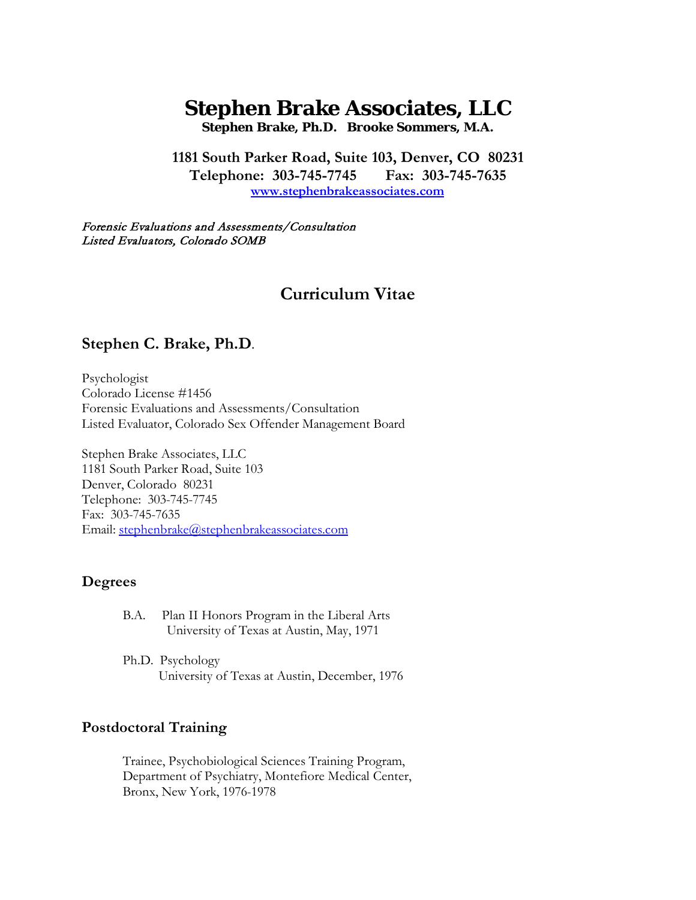# Stephen Brake Associates, LLC

**Stephen Brake, Ph.D.   Brooke Sommers, M.A.**

**1181 South Parker Road, Suite 103, Denver, CO  80231**
**Telephone:  303-745-7745      Fax:  303-745-7635**
**www.stephenbrakeassociates.com**

*Forensic Evaluations and Assessments/Consultation*
*Listed Evaluators, Colorado SOMB*

## Curriculum Vitae

### Stephen C. Brake, Ph.D.

Psychologist
Colorado License #1456
Forensic Evaluations and Assessments/Consultation
Listed Evaluator, Colorado Sex Offender Management Board

Stephen Brake Associates, LLC
1181 South Parker Road, Suite 103
Denver, Colorado  80231
Telephone:  303-745-7745
Fax:  303-745-7635
Email: stephenbrake@stephenbrakeassociates.com

### Degrees

B.A.  Plan II Honors Program in the Liberal Arts
University of Texas at Austin, May, 1971

Ph.D.  Psychology
University of Texas at Austin, December, 1976

### Postdoctoral Training

Trainee, Psychobiological Sciences Training Program,
Department of Psychiatry, Montefiore Medical Center,
Bronx, New York, 1976-1978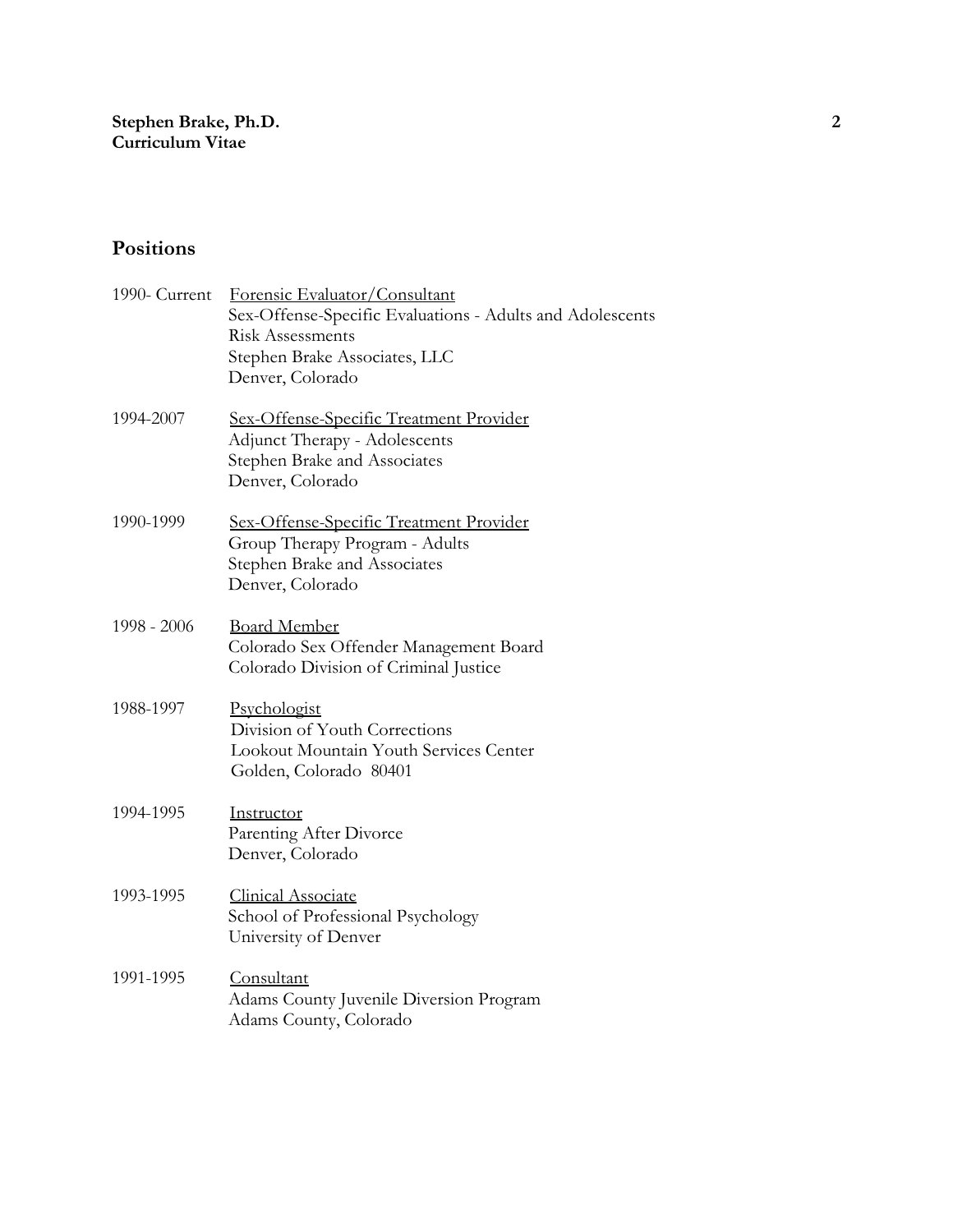## Positions

1990- Current — Forensic Evaluator/Consultant
Sex-Offense-Specific Evaluations - Adults and Adolescents
Risk Assessments
Stephen Brake Associates, LLC
Denver, Colorado

1994-2007 — Sex-Offense-Specific Treatment Provider
Adjunct Therapy - Adolescents
Stephen Brake and Associates
Denver, Colorado

1990-1999 — Sex-Offense-Specific Treatment Provider
Group Therapy Program - Adults
Stephen Brake and Associates
Denver, Colorado

1998 - 2006 — Board Member
Colorado Sex Offender Management Board
Colorado Division of Criminal Justice

1988-1997 — Psychologist
Division of Youth Corrections
Lookout Mountain Youth Services Center
Golden, Colorado 80401

1994-1995 — Instructor
Parenting After Divorce
Denver, Colorado

1993-1995 — Clinical Associate
School of Professional Psychology
University of Denver

1991-1995 — Consultant
Adams County Juvenile Diversion Program
Adams County, Colorado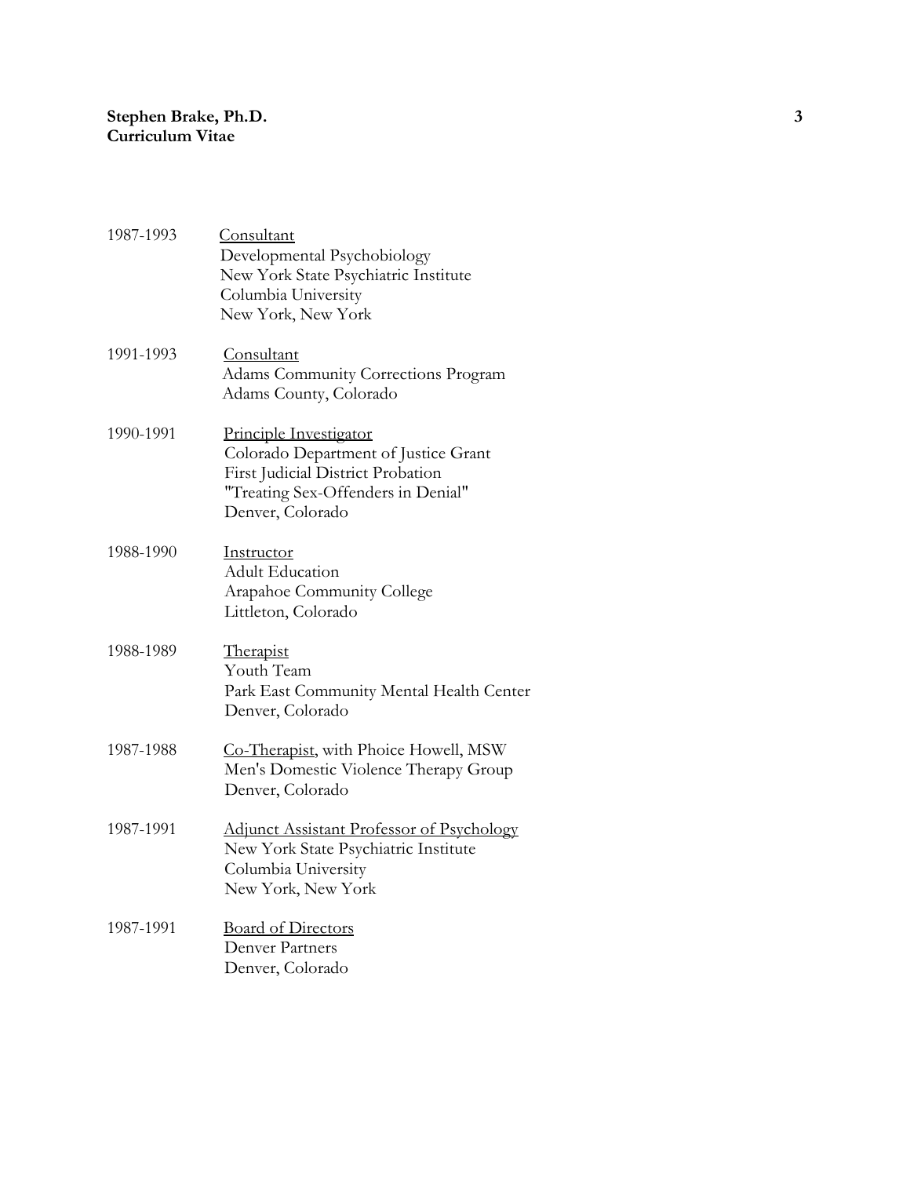1987-1993 Consultant
Developmental Psychobiology
New York State Psychiatric Institute
Columbia University
New York, New York

1991-1993 Consultant
Adams Community Corrections Program
Adams County, Colorado

1990-1991 Principle Investigator
Colorado Department of Justice Grant
First Judicial District Probation
"Treating Sex-Offenders in Denial"
Denver, Colorado

1988-1990 Instructor
Adult Education
Arapahoe Community College
Littleton, Colorado

1988-1989 Therapist
Youth Team
Park East Community Mental Health Center
Denver, Colorado

1987-1988 Co-Therapist, with Phoice Howell, MSW
Men's Domestic Violence Therapy Group
Denver, Colorado

1987-1991 Adjunct Assistant Professor of Psychology
New York State Psychiatric Institute
Columbia University
New York, New York

1987-1991 Board of Directors
Denver Partners
Denver, Colorado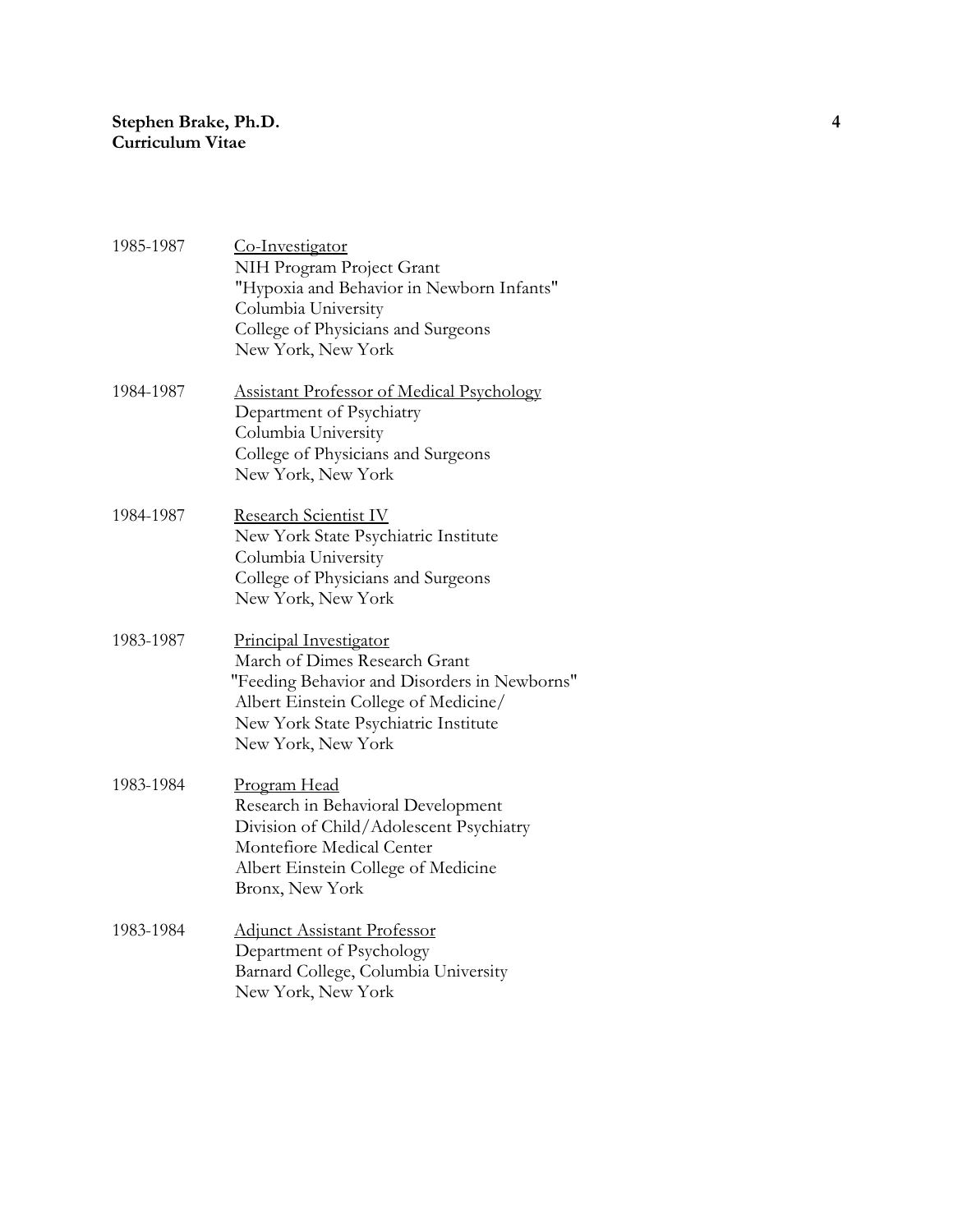1985-1987 Co-Investigator
NIH Program Project Grant
"Hypoxia and Behavior in Newborn Infants"
Columbia University
College of Physicians and Surgeons
New York, New York

1984-1987 Assistant Professor of Medical Psychology
Department of Psychiatry
Columbia University
College of Physicians and Surgeons
New York, New York

1984-1987 Research Scientist IV
New York State Psychiatric Institute
Columbia University
College of Physicians and Surgeons
New York, New York

1983-1987 Principal Investigator
March of Dimes Research Grant
"Feeding Behavior and Disorders in Newborns"
Albert Einstein College of Medicine/
New York State Psychiatric Institute
New York, New York

1983-1984 Program Head
Research in Behavioral Development
Division of Child/Adolescent Psychiatry
Montefiore Medical Center
Albert Einstein College of Medicine
Bronx, New York

1983-1984 Adjunct Assistant Professor
Department of Psychology
Barnard College, Columbia University
New York, New York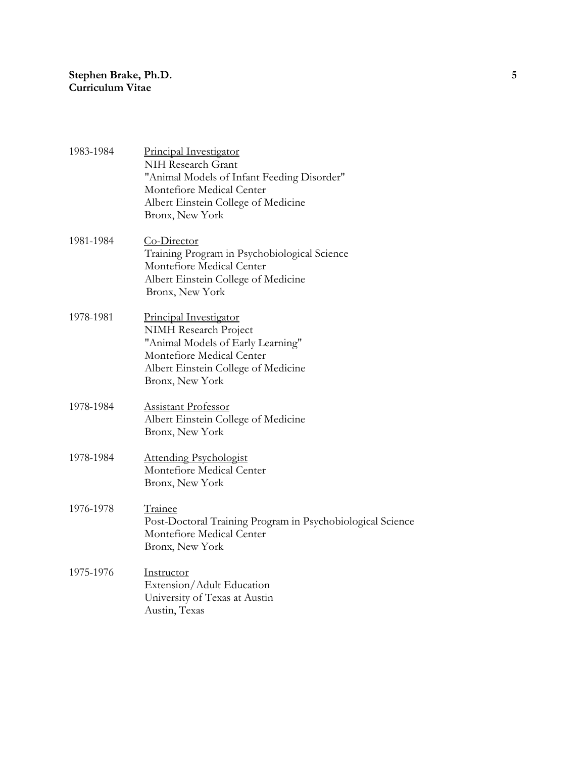1983-1984 <u>Principal Investigator</u>
NIH Research Grant
"Animal Models of Infant Feeding Disorder"
Montefiore Medical Center
Albert Einstein College of Medicine
Bronx, New York

1981-1984 <u>Co-Director</u>
Training Program in Psychobiological Science
Montefiore Medical Center
Albert Einstein College of Medicine
Bronx, New York

1978-1981 <u>Principal Investigator</u>
NIMH Research Project
"Animal Models of Early Learning"
Montefiore Medical Center
Albert Einstein College of Medicine
Bronx, New York

1978-1984 <u>Assistant Professor</u>
Albert Einstein College of Medicine
Bronx, New York

1978-1984 <u>Attending Psychologist</u>
Montefiore Medical Center
Bronx, New York

1976-1978 <u>Trainee</u>
Post-Doctoral Training Program in Psychobiological Science
Montefiore Medical Center
Bronx, New York

1975-1976 <u>Instructor</u>
Extension/Adult Education
University of Texas at Austin
Austin, Texas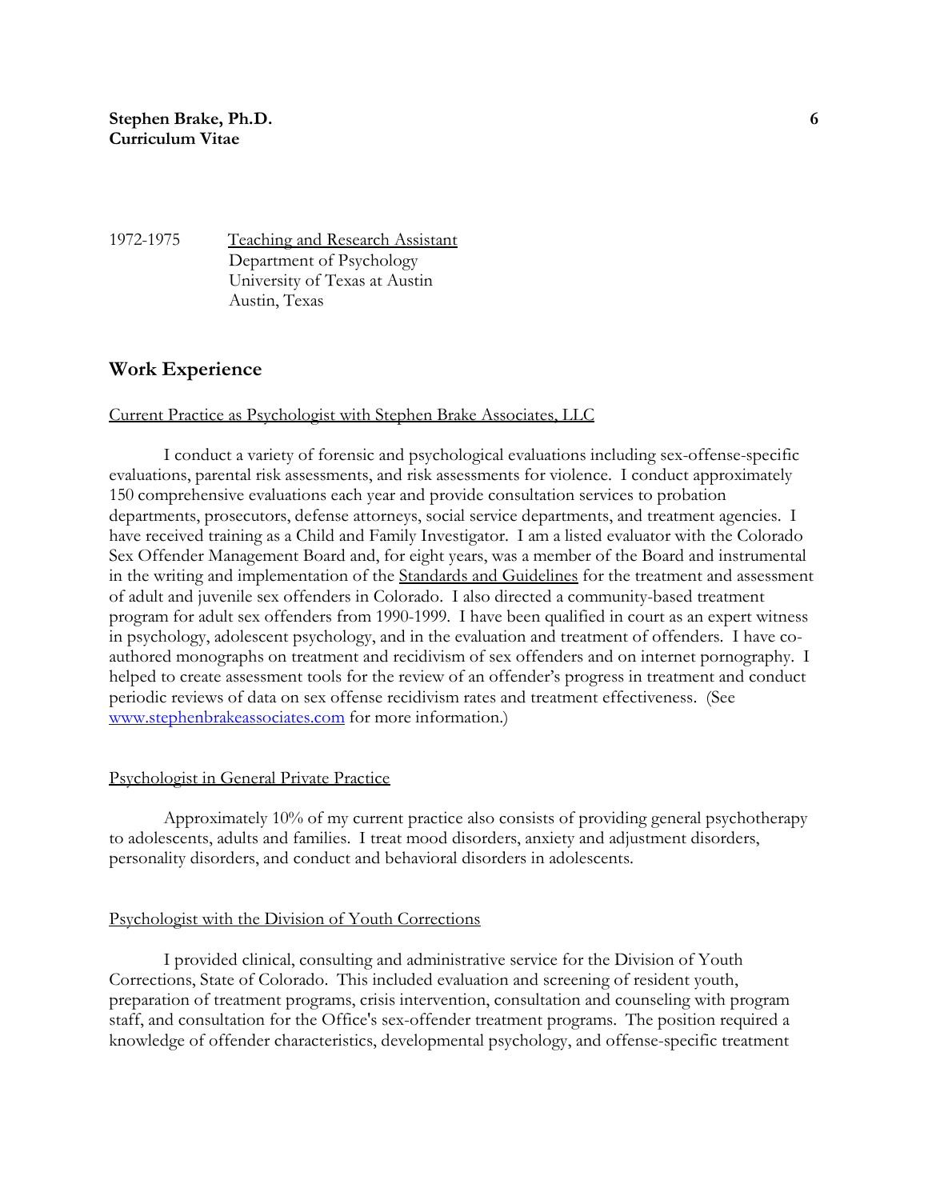1972-1975 Teaching and Research Assistant
Department of Psychology
University of Texas at Austin
Austin, Texas

## Work Experience

Current Practice as Psychologist with Stephen Brake Associates, LLC

I conduct a variety of forensic and psychological evaluations including sex-offense-specific evaluations, parental risk assessments, and risk assessments for violence. I conduct approximately 150 comprehensive evaluations each year and provide consultation services to probation departments, prosecutors, defense attorneys, social service departments, and treatment agencies. I have received training as a Child and Family Investigator. I am a listed evaluator with the Colorado Sex Offender Management Board and, for eight years, was a member of the Board and instrumental in the writing and implementation of the Standards and Guidelines for the treatment and assessment of adult and juvenile sex offenders in Colorado. I also directed a community-based treatment program for adult sex offenders from 1990-1999. I have been qualified in court as an expert witness in psychology, adolescent psychology, and in the evaluation and treatment of offenders. I have co-authored monographs on treatment and recidivism of sex offenders and on internet pornography. I helped to create assessment tools for the review of an offender's progress in treatment and conduct periodic reviews of data on sex offense recidivism rates and treatment effectiveness. (See www.stephenbrakeassociates.com for more information.)

Psychologist in General Private Practice

Approximately 10% of my current practice also consists of providing general psychotherapy to adolescents, adults and families. I treat mood disorders, anxiety and adjustment disorders, personality disorders, and conduct and behavioral disorders in adolescents.

Psychologist with the Division of Youth Corrections

I provided clinical, consulting and administrative service for the Division of Youth Corrections, State of Colorado. This included evaluation and screening of resident youth, preparation of treatment programs, crisis intervention, consultation and counseling with program staff, and consultation for the Office's sex-offender treatment programs. The position required a knowledge of offender characteristics, developmental psychology, and offense-specific treatment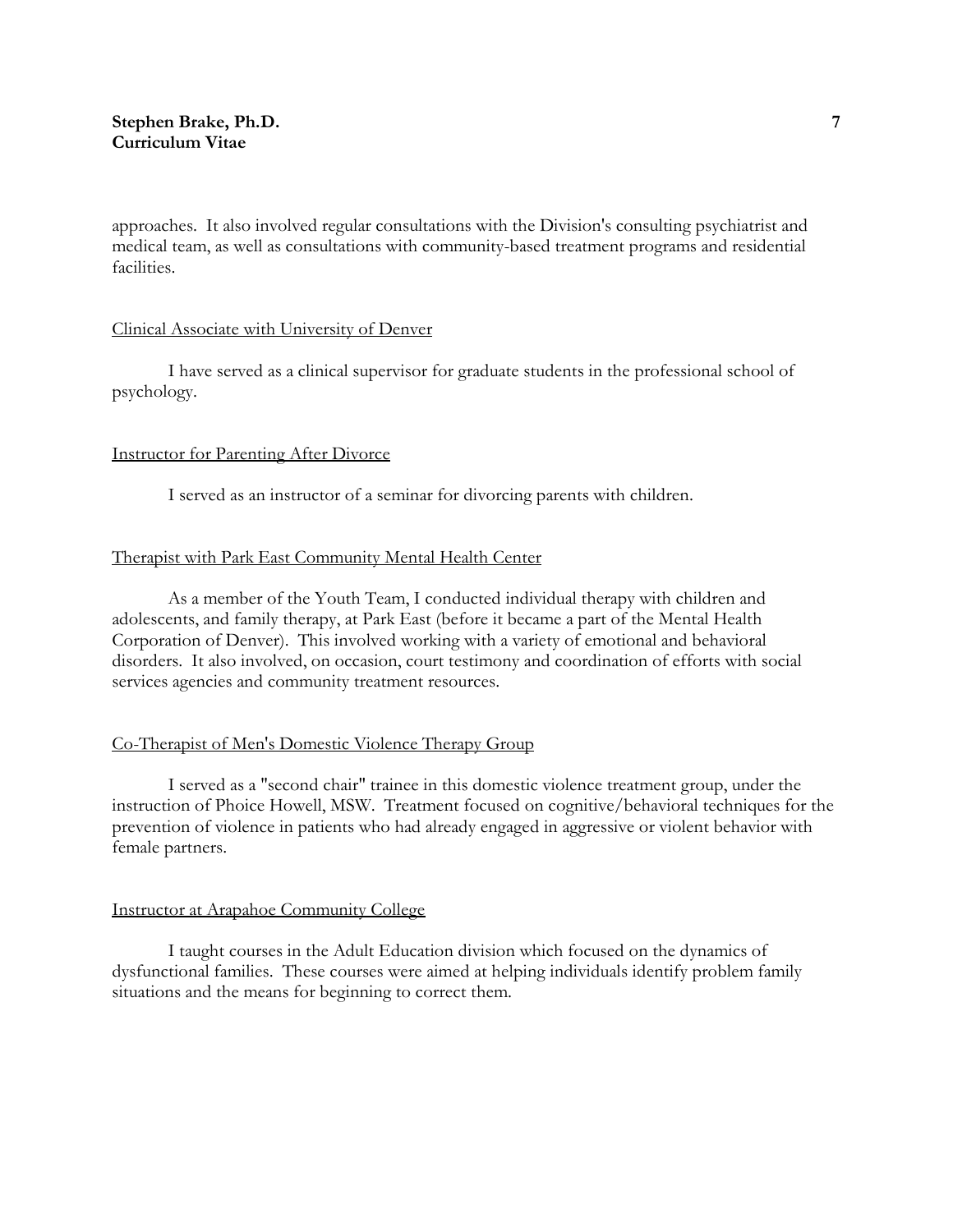approaches. It also involved regular consultations with the Division's consulting psychiatrist and medical team, as well as consultations with community-based treatment programs and residential facilities.

<u>Clinical Associate with University of Denver</u>

I have served as a clinical supervisor for graduate students in the professional school of psychology.

<u>Instructor for Parenting After Divorce</u>

I served as an instructor of a seminar for divorcing parents with children.

<u>Therapist with Park East Community Mental Health Center</u>

As a member of the Youth Team, I conducted individual therapy with children and adolescents, and family therapy, at Park East (before it became a part of the Mental Health Corporation of Denver). This involved working with a variety of emotional and behavioral disorders. It also involved, on occasion, court testimony and coordination of efforts with social services agencies and community treatment resources.

<u>Co-Therapist of Men's Domestic Violence Therapy Group</u>

I served as a "second chair" trainee in this domestic violence treatment group, under the instruction of Phoice Howell, MSW. Treatment focused on cognitive/behavioral techniques for the prevention of violence in patients who had already engaged in aggressive or violent behavior with female partners.

<u>Instructor at Arapahoe Community College</u>

I taught courses in the Adult Education division which focused on the dynamics of dysfunctional families. These courses were aimed at helping individuals identify problem family situations and the means for beginning to correct them.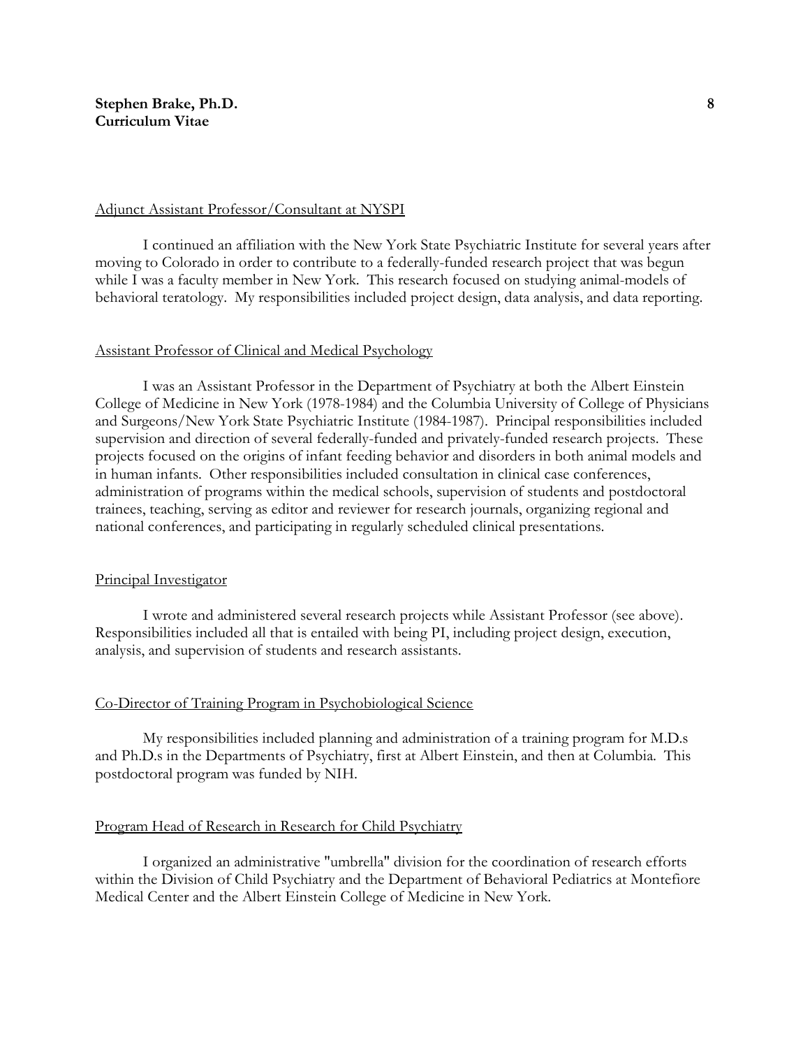Adjunct Assistant Professor/Consultant at NYSPI

I continued an affiliation with the New York State Psychiatric Institute for several years after moving to Colorado in order to contribute to a federally-funded research project that was begun while I was a faculty member in New York. This research focused on studying animal-models of behavioral teratology. My responsibilities included project design, data analysis, and data reporting.

Assistant Professor of Clinical and Medical Psychology

I was an Assistant Professor in the Department of Psychiatry at both the Albert Einstein College of Medicine in New York (1978-1984) and the Columbia University of College of Physicians and Surgeons/New York State Psychiatric Institute (1984-1987). Principal responsibilities included supervision and direction of several federally-funded and privately-funded research projects. These projects focused on the origins of infant feeding behavior and disorders in both animal models and in human infants. Other responsibilities included consultation in clinical case conferences, administration of programs within the medical schools, supervision of students and postdoctoral trainees, teaching, serving as editor and reviewer for research journals, organizing regional and national conferences, and participating in regularly scheduled clinical presentations.

Principal Investigator

I wrote and administered several research projects while Assistant Professor (see above). Responsibilities included all that is entailed with being PI, including project design, execution, analysis, and supervision of students and research assistants.

Co-Director of Training Program in Psychobiological Science

My responsibilities included planning and administration of a training program for M.D.s and Ph.D.s in the Departments of Psychiatry, first at Albert Einstein, and then at Columbia. This postdoctoral program was funded by NIH.

Program Head of Research in Research for Child Psychiatry

I organized an administrative "umbrella" division for the coordination of research efforts within the Division of Child Psychiatry and the Department of Behavioral Pediatrics at Montefiore Medical Center and the Albert Einstein College of Medicine in New York.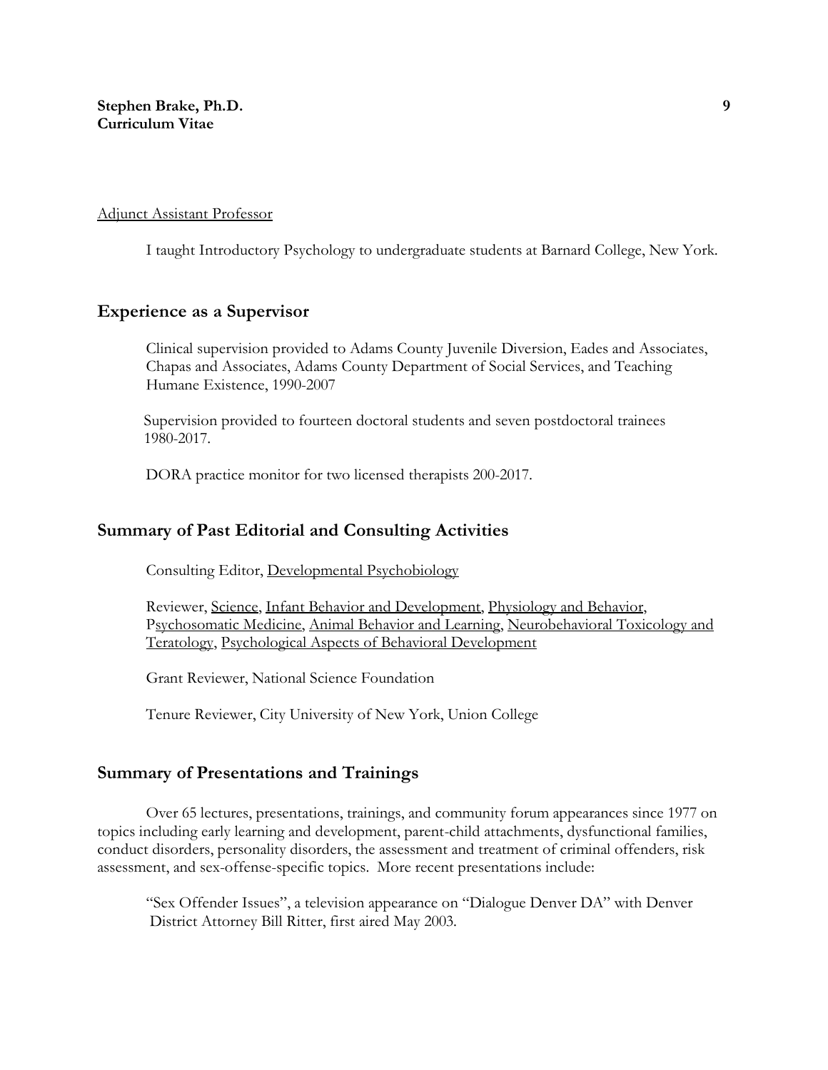Adjunct Assistant Professor

I taught Introductory Psychology to undergraduate students at Barnard College, New York.

## Experience as a Supervisor

Clinical supervision provided to Adams County Juvenile Diversion, Eades and Associates, Chapas and Associates, Adams County Department of Social Services, and Teaching Humane Existence, 1990-2007

Supervision provided to fourteen doctoral students and seven postdoctoral trainees 1980-2017.

DORA practice monitor for two licensed therapists 200-2017.

## Summary of Past Editorial and Consulting Activities

Consulting Editor, Developmental Psychobiology

Reviewer, Science, Infant Behavior and Development, Physiology and Behavior, Psychosomatic Medicine, Animal Behavior and Learning, Neurobehavioral Toxicology and Teratology, Psychological Aspects of Behavioral Development

Grant Reviewer, National Science Foundation

Tenure Reviewer, City University of New York, Union College

## Summary of Presentations and Trainings

Over 65 lectures, presentations, trainings, and community forum appearances since 1977 on topics including early learning and development, parent-child attachments, dysfunctional families, conduct disorders, personality disorders, the assessment and treatment of criminal offenders, risk assessment, and sex-offense-specific topics. More recent presentations include:

"Sex Offender Issues", a television appearance on "Dialogue Denver DA" with Denver District Attorney Bill Ritter, first aired May 2003.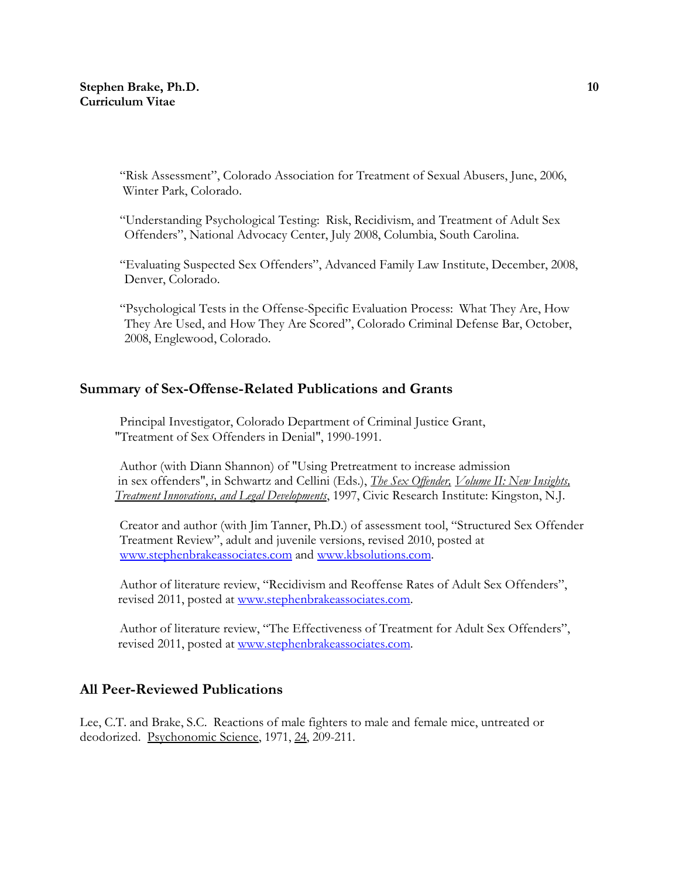"Risk Assessment", Colorado Association for Treatment of Sexual Abusers, June, 2006, Winter Park, Colorado.

"Understanding Psychological Testing: Risk, Recidivism, and Treatment of Adult Sex Offenders", National Advocacy Center, July 2008, Columbia, South Carolina.

"Evaluating Suspected Sex Offenders", Advanced Family Law Institute, December, 2008, Denver, Colorado.

"Psychological Tests in the Offense-Specific Evaluation Process: What They Are, How They Are Used, and How They Are Scored", Colorado Criminal Defense Bar, October, 2008, Englewood, Colorado.

## Summary of Sex-Offense-Related Publications and Grants

Principal Investigator, Colorado Department of Criminal Justice Grant, "Treatment of Sex Offenders in Denial", 1990-1991.

Author (with Diann Shannon) of "Using Pretreatment to increase admission in sex offenders", in Schwartz and Cellini (Eds.), *The Sex Offender, Volume II: New Insights, Treatment Innovations, and Legal Developments*, 1997, Civic Research Institute: Kingston, N.J.

Creator and author (with Jim Tanner, Ph.D.) of assessment tool, "Structured Sex Offender Treatment Review", adult and juvenile versions, revised 2010, posted at www.stephenbrakeassociates.com and www.kbsolutions.com.

Author of literature review, "Recidivism and Reoffense Rates of Adult Sex Offenders", revised 2011, posted at www.stephenbrakeassociates.com.

Author of literature review, "The Effectiveness of Treatment for Adult Sex Offenders", revised 2011, posted at www.stephenbrakeassociates.com.

## All Peer-Reviewed Publications

Lee, C.T. and Brake, S.C. Reactions of male fighters to male and female mice, untreated or deodorized. Psychonomic Science, 1971, 24, 209-211.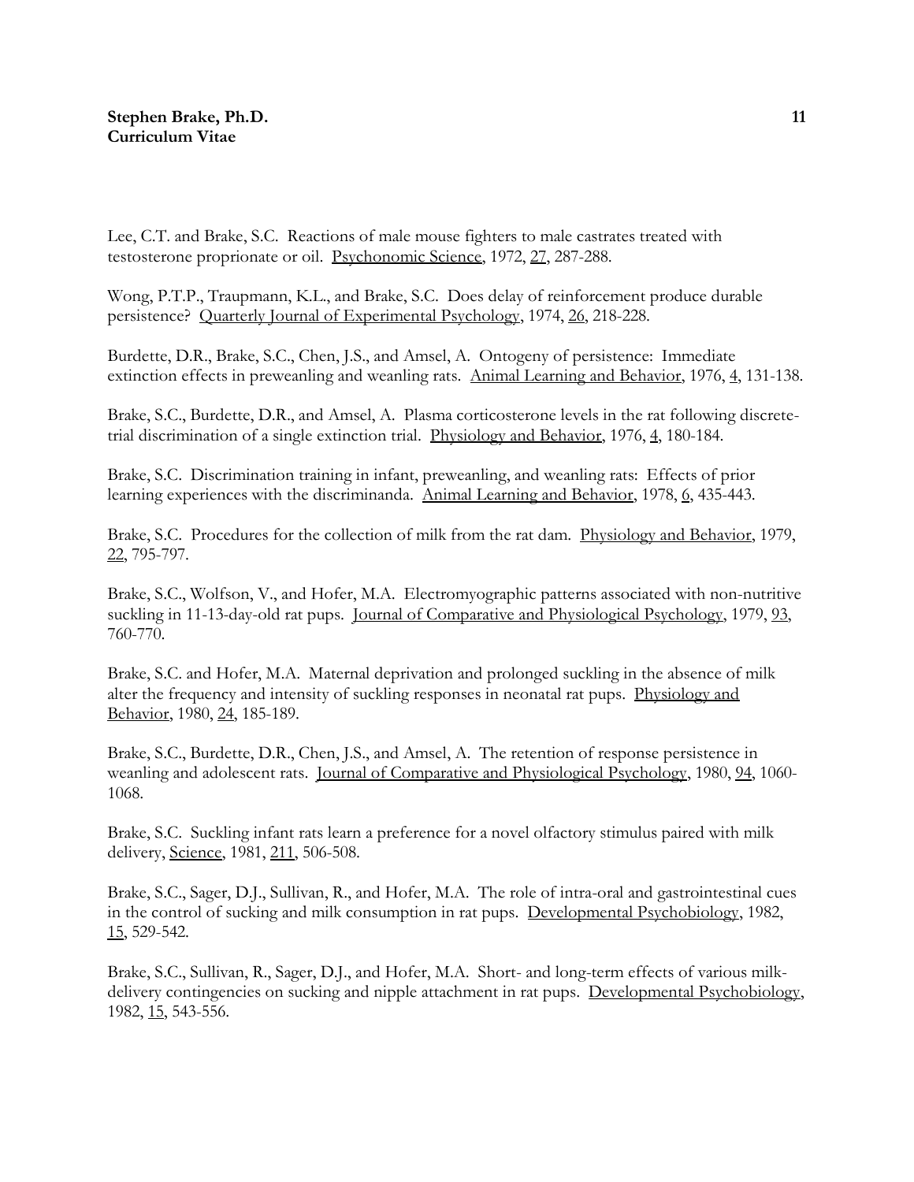Lee, C.T. and Brake, S.C. Reactions of male mouse fighters to male castrates treated with testosterone proprionate or oil. Psychonomic Science, 1972, 27, 287-288.

Wong, P.T.P., Traupmann, K.L., and Brake, S.C. Does delay of reinforcement produce durable persistence? Quarterly Journal of Experimental Psychology, 1974, 26, 218-228.

Burdette, D.R., Brake, S.C., Chen, J.S., and Amsel, A. Ontogeny of persistence: Immediate extinction effects in preweanling and weanling rats. Animal Learning and Behavior, 1976, 4, 131-138.

Brake, S.C., Burdette, D.R., and Amsel, A. Plasma corticosterone levels in the rat following discrete-trial discrimination of a single extinction trial. Physiology and Behavior, 1976, 4, 180-184.

Brake, S.C. Discrimination training in infant, preweanling, and weanling rats: Effects of prior learning experiences with the discriminanda. Animal Learning and Behavior, 1978, 6, 435-443.

Brake, S.C. Procedures for the collection of milk from the rat dam. Physiology and Behavior, 1979, 22, 795-797.

Brake, S.C., Wolfson, V., and Hofer, M.A. Electromyographic patterns associated with non-nutritive suckling in 11-13-day-old rat pups. Journal of Comparative and Physiological Psychology, 1979, 93, 760-770.

Brake, S.C. and Hofer, M.A. Maternal deprivation and prolonged suckling in the absence of milk alter the frequency and intensity of suckling responses in neonatal rat pups. Physiology and Behavior, 1980, 24, 185-189.

Brake, S.C., Burdette, D.R., Chen, J.S., and Amsel, A. The retention of response persistence in weanling and adolescent rats. Journal of Comparative and Physiological Psychology, 1980, 94, 1060-1068.

Brake, S.C. Suckling infant rats learn a preference for a novel olfactory stimulus paired with milk delivery, Science, 1981, 211, 506-508.

Brake, S.C., Sager, D.J., Sullivan, R., and Hofer, M.A. The role of intra-oral and gastrointestinal cues in the control of sucking and milk consumption in rat pups. Developmental Psychobiology, 1982, 15, 529-542.

Brake, S.C., Sullivan, R., Sager, D.J., and Hofer, M.A. Short- and long-term effects of various milk-delivery contingencies on sucking and nipple attachment in rat pups. Developmental Psychobiology, 1982, 15, 543-556.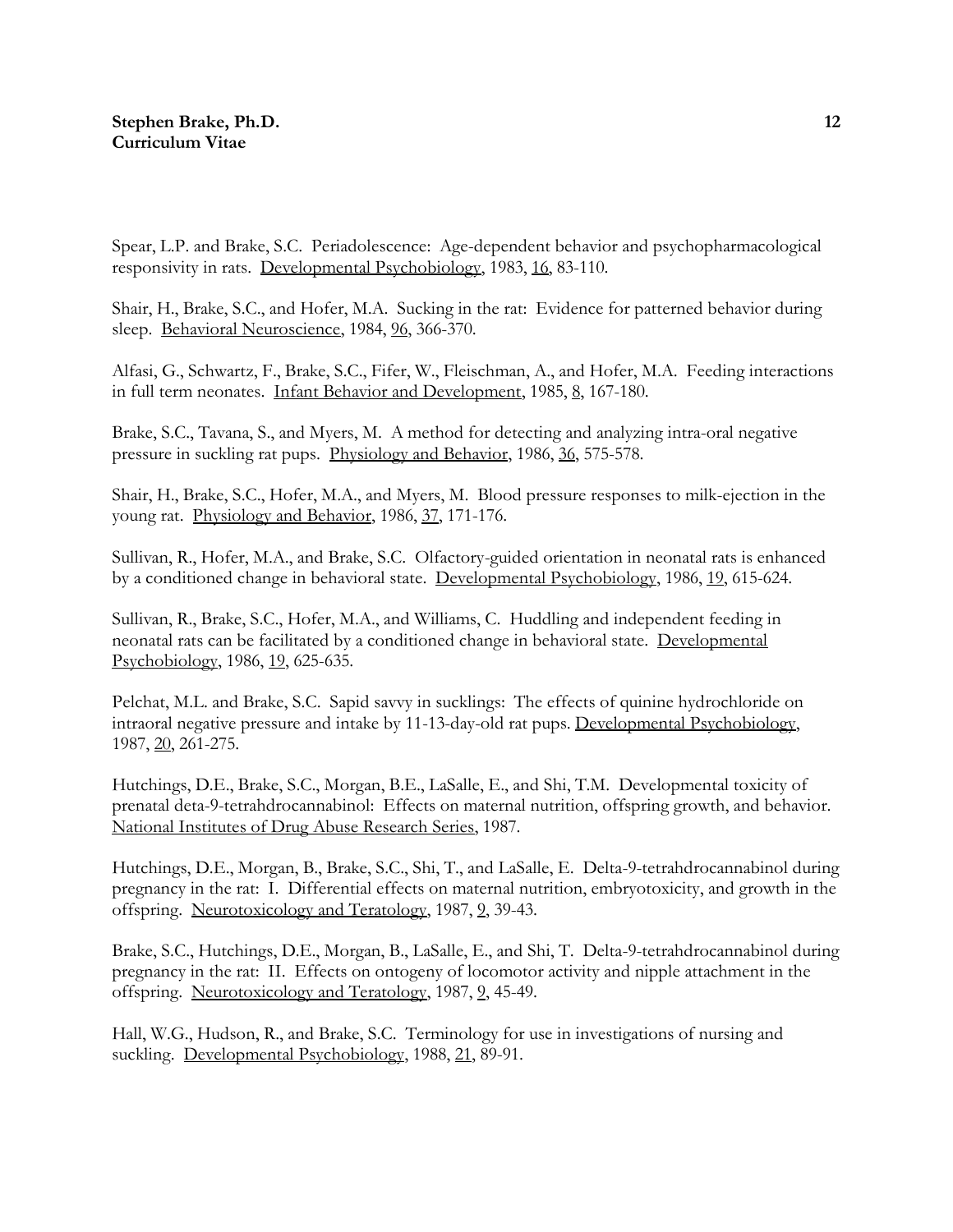Spear, L.P. and Brake, S.C. Periadolescence: Age-dependent behavior and psychopharmacological responsivity in rats. Developmental Psychobiology, 1983, 16, 83-110.

Shair, H., Brake, S.C., and Hofer, M.A. Sucking in the rat: Evidence for patterned behavior during sleep. Behavioral Neuroscience, 1984, 96, 366-370.

Alfasi, G., Schwartz, F., Brake, S.C., Fifer, W., Fleischman, A., and Hofer, M.A. Feeding interactions in full term neonates. Infant Behavior and Development, 1985, 8, 167-180.

Brake, S.C., Tavana, S., and Myers, M. A method for detecting and analyzing intra-oral negative pressure in suckling rat pups. Physiology and Behavior, 1986, 36, 575-578.

Shair, H., Brake, S.C., Hofer, M.A., and Myers, M. Blood pressure responses to milk-ejection in the young rat. Physiology and Behavior, 1986, 37, 171-176.

Sullivan, R., Hofer, M.A., and Brake, S.C. Olfactory-guided orientation in neonatal rats is enhanced by a conditioned change in behavioral state. Developmental Psychobiology, 1986, 19, 615-624.

Sullivan, R., Brake, S.C., Hofer, M.A., and Williams, C. Huddling and independent feeding in neonatal rats can be facilitated by a conditioned change in behavioral state. Developmental Psychobiology, 1986, 19, 625-635.

Pelchat, M.L. and Brake, S.C. Sapid savvy in sucklings: The effects of quinine hydrochloride on intraoral negative pressure and intake by 11-13-day-old rat pups. Developmental Psychobiology, 1987, 20, 261-275.

Hutchings, D.E., Brake, S.C., Morgan, B.E., LaSalle, E., and Shi, T.M. Developmental toxicity of prenatal deta-9-tetrahdrocannabinol: Effects on maternal nutrition, offspring growth, and behavior. National Institutes of Drug Abuse Research Series, 1987.

Hutchings, D.E., Morgan, B., Brake, S.C., Shi, T., and LaSalle, E. Delta-9-tetrahdrocannabinol during pregnancy in the rat: I. Differential effects on maternal nutrition, embryotoxicity, and growth in the offspring. Neurotoxicology and Teratology, 1987, 9, 39-43.

Brake, S.C., Hutchings, D.E., Morgan, B., LaSalle, E., and Shi, T. Delta-9-tetrahdrocannabinol during pregnancy in the rat: II. Effects on ontogeny of locomotor activity and nipple attachment in the offspring. Neurotoxicology and Teratology, 1987, 9, 45-49.

Hall, W.G., Hudson, R., and Brake, S.C. Terminology for use in investigations of nursing and suckling. Developmental Psychobiology, 1988, 21, 89-91.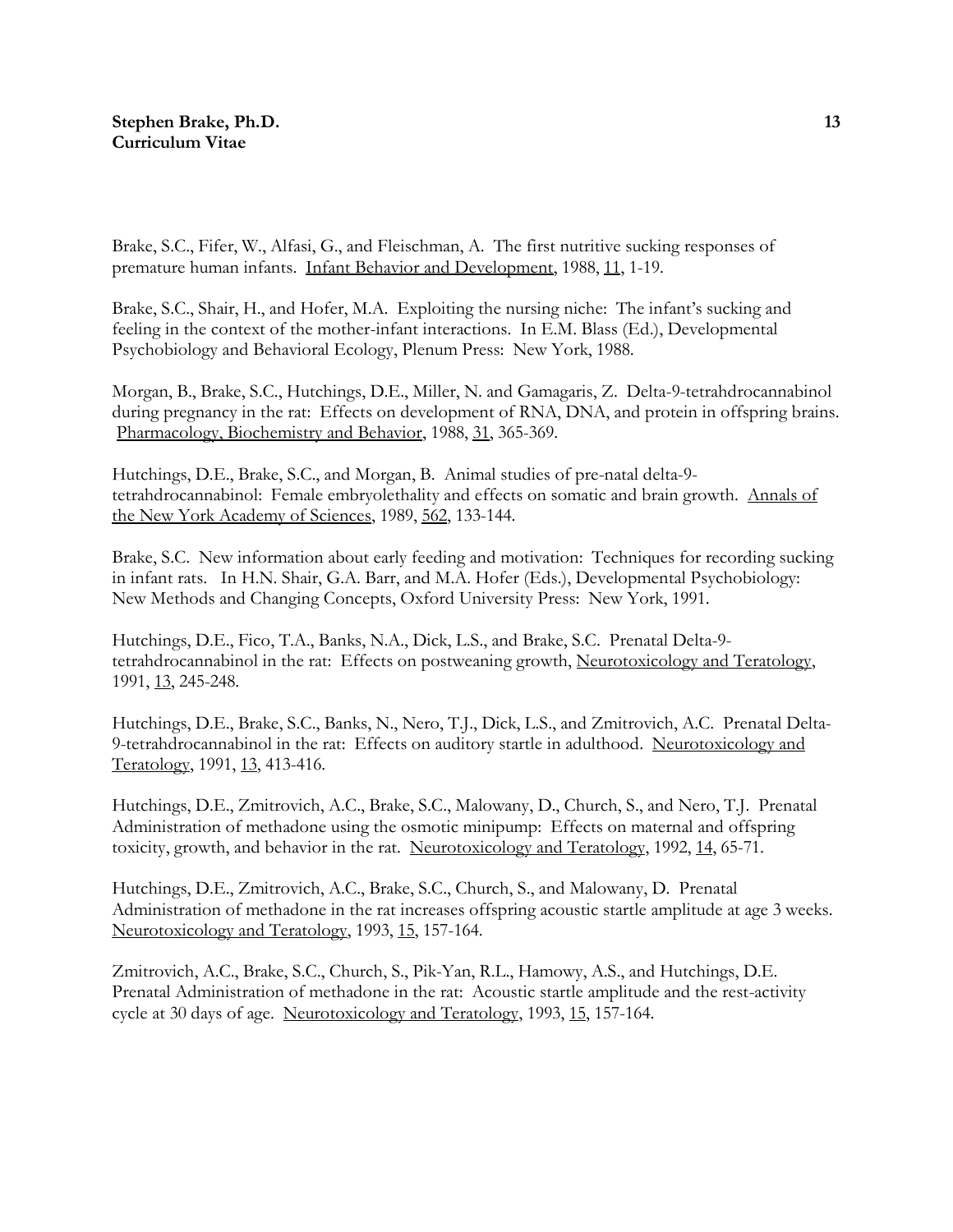Brake, S.C., Fifer, W., Alfasi, G., and Fleischman, A. The first nutritive sucking responses of premature human infants. Infant Behavior and Development, 1988, 11, 1-19.

Brake, S.C., Shair, H., and Hofer, M.A. Exploiting the nursing niche: The infant's sucking and feeling in the context of the mother-infant interactions. In E.M. Blass (Ed.), Developmental Psychobiology and Behavioral Ecology, Plenum Press: New York, 1988.

Morgan, B., Brake, S.C., Hutchings, D.E., Miller, N. and Gamagaris, Z. Delta-9-tetrahdrocannabinol during pregnancy in the rat: Effects on development of RNA, DNA, and protein in offspring brains. Pharmacology, Biochemistry and Behavior, 1988, 31, 365-369.

Hutchings, D.E., Brake, S.C., and Morgan, B. Animal studies of pre-natal delta-9-tetrahdrocannabinol: Female embryolethality and effects on somatic and brain growth. Annals of the New York Academy of Sciences, 1989, 562, 133-144.

Brake, S.C. New information about early feeding and motivation: Techniques for recording sucking in infant rats. In H.N. Shair, G.A. Barr, and M.A. Hofer (Eds.), Developmental Psychobiology: New Methods and Changing Concepts, Oxford University Press: New York, 1991.

Hutchings, D.E., Fico, T.A., Banks, N.A., Dick, L.S., and Brake, S.C. Prenatal Delta-9-tetrahdrocannabinol in the rat: Effects on postweaning growth, Neurotoxicology and Teratology, 1991, 13, 245-248.

Hutchings, D.E., Brake, S.C., Banks, N., Nero, T.J., Dick, L.S., and Zmitrovich, A.C. Prenatal Delta-9-tetrahdrocannabinol in the rat: Effects on auditory startle in adulthood. Neurotoxicology and Teratology, 1991, 13, 413-416.

Hutchings, D.E., Zmitrovich, A.C., Brake, S.C., Malowany, D., Church, S., and Nero, T.J. Prenatal Administration of methadone using the osmotic minipump: Effects on maternal and offspring toxicity, growth, and behavior in the rat. Neurotoxicology and Teratology, 1992, 14, 65-71.

Hutchings, D.E., Zmitrovich, A.C., Brake, S.C., Church, S., and Malowany, D. Prenatal Administration of methadone in the rat increases offspring acoustic startle amplitude at age 3 weeks. Neurotoxicology and Teratology, 1993, 15, 157-164.

Zmitrovich, A.C., Brake, S.C., Church, S., Pik-Yan, R.L., Hamowy, A.S., and Hutchings, D.E. Prenatal Administration of methadone in the rat: Acoustic startle amplitude and the rest-activity cycle at 30 days of age. Neurotoxicology and Teratology, 1993, 15, 157-164.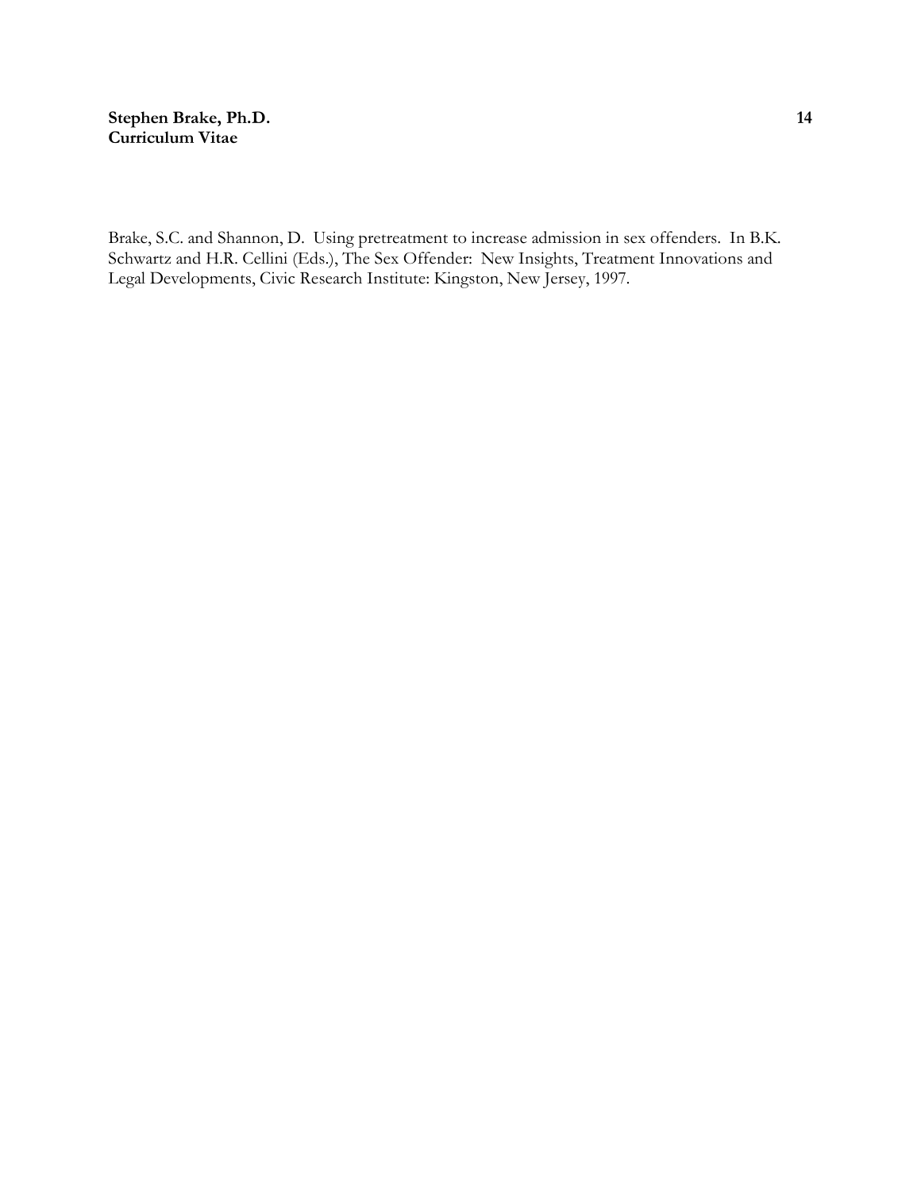Brake, S.C. and Shannon, D. Using pretreatment to increase admission in sex offenders. In B.K. Schwartz and H.R. Cellini (Eds.), The Sex Offender: New Insights, Treatment Innovations and Legal Developments, Civic Research Institute: Kingston, New Jersey, 1997.